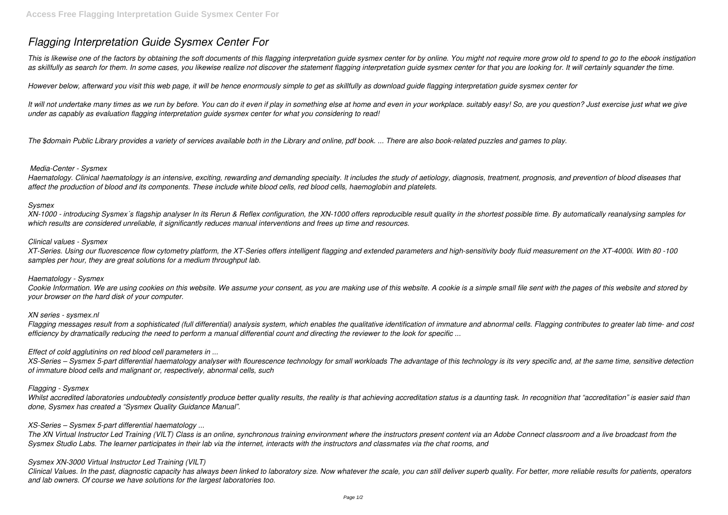# *Flagging Interpretation Guide Sysmex Center For*

*This is likewise one of the factors by obtaining the soft documents of this flagging interpretation guide sysmex center for by online. You might not require more grow old to spend to go to the ebook instigation as skillfully as search for them. In some cases, you likewise realize not discover the statement flagging interpretation guide sysmex center for that you are looking for. It will certainly squander the time.*

*However below, afterward you visit this web page, it will be hence enormously simple to get as skillfully as download guide flagging interpretation guide sysmex center for*

*It will not undertake many times as we run by before. You can do it even if play in something else at home and even in your workplace. suitably easy! So, are you question? Just exercise just what we give under as capably as evaluation flagging interpretation guide sysmex center for what you considering to read!*

*The $domain Public Library provides a variety of services available both in the Library and online, pdf book. ... There are also book-related puzzles and games to play.*

### *Media-Center - Sysmex*

*Haematology. Clinical haematology is an intensive, exciting, rewarding and demanding specialty. It includes the study of aetiology, diagnosis, treatment, prognosis, and prevention of blood diseases that affect the production of blood and its components. These include white blood cells, red blood cells, haemoglobin and platelets.*

### *Sysmex*

*XN-1000 - introducing Sysmex´s flagship analyser In its Rerun & Reflex configuration, the XN-1000 offers reproducible result quality in the shortest possible time. By automatically reanalysing samples for which results are considered unreliable, it significantly reduces manual interventions and frees up time and resources.*

### *Clinical values - Sysmex*

*XT-Series. Using our fluorescence flow cytometry platform, the XT-Series offers intelligent flagging and extended parameters and high-sensitivity body fluid measurement on the XT-4000i. With 80 -100 samples per hour, they are great solutions for a medium throughput lab.*

### *Haematology - Sysmex*

*Cookie Information. We are using cookies on this website. We assume your consent, as you are making use of this website. A cookie is a simple small file sent with the pages of this website and stored by your browser on the hard disk of your computer.*

### *XN series - sysmex.nl*

*Flagging messages result from a sophisticated (full differential) analysis system, which enables the qualitative identification of immature and abnormal cells. Flagging contributes to greater lab time- and cost efficiency by dramatically reducing the need to perform a manual differential count and directing the reviewer to the look for specific ...*

### *Effect of cold agglutinins on red blood cell parameters in ...*

*XS-Series – Sysmex 5-part differential haematology analyser with flourescence technology for small workloads The advantage of this technology is its very specific and, at the same time, sensitive detection of immature blood cells and malignant or, respectively, abnormal cells, such*

### *Flagging - Sysmex*

*Whilst accredited laboratories undoubtedly consistently produce better quality results, the reality is that achieving accreditation status is a daunting task. In recognition that "accreditation" is easier said than done, Sysmex has created a "Sysmex Quality Guidance Manual".*

### *XS-Series – Sysmex 5-part differential haematology ...*

*The XN Virtual Instructor Led Training (VILT) Class is an online, synchronous training environment where the instructors present content via an Adobe Connect classroom and a live broadcast from the Sysmex Studio Labs. The learner participates in their lab via the internet, interacts with the instructors and classmates via the chat rooms, and*

### *Sysmex XN-3000 Virtual Instructor Led Training (VILT)*

*Clinical Values. In the past, diagnostic capacity has always been linked to laboratory size. Now whatever the scale, you can still deliver superb quality. For better, more reliable results for patients, operators and lab owners. Of course we have solutions for the largest laboratories too.*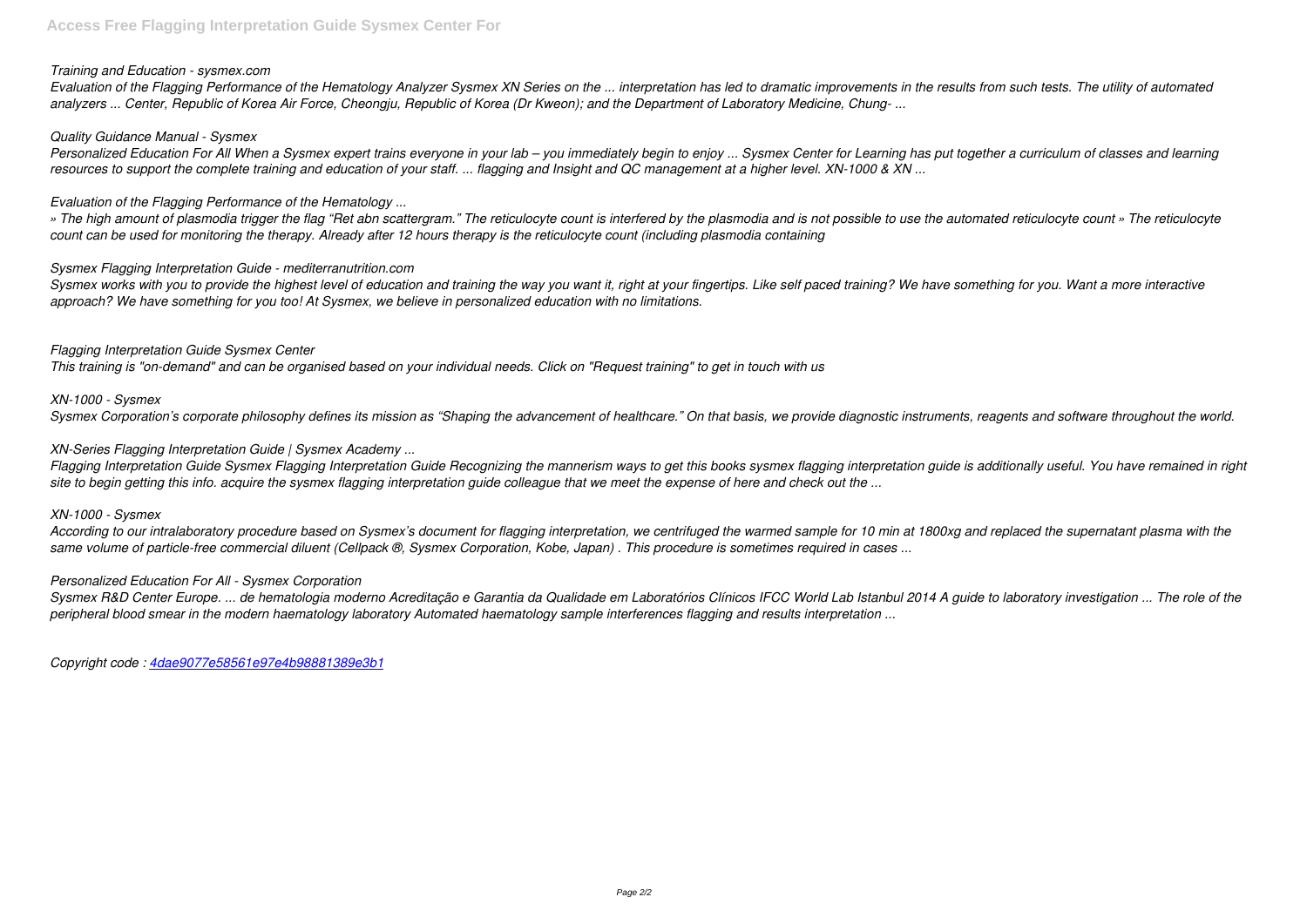*Training and Education - sysmex.com*

*Evaluation of the Flagging Performance of the Hematology Analyzer Sysmex XN Series on the ... interpretation has led to dramatic improvements in the results from such tests. The utility of automated analyzers ... Center, Republic of Korea Air Force, Cheongju, Republic of Korea (Dr Kweon); and the Department of Laboratory Medicine, Chung- ...*

*Quality Guidance Manual - Sysmex*

*Personalized Education For All When a Sysmex expert trains everyone in your lab – you immediately begin to enjoy ... Sysmex Center for Learning has put together a curriculum of classes and learning resources to support the complete training and education of your staff. ... flagging and Insight and QC management at a higher level. XN-1000 & XN ...*

*Evaluation of the Flagging Performance of the Hematology ...*

*» The high amount of plasmodia trigger the flag "Ret abn scattergram." The reticulocyte count is interfered by the plasmodia and is not possible to use the automated reticulocyte count » The reticulocyte count can be used for monitoring the therapy. Already after 12 hours therapy is the reticulocyte count (including plasmodia containing*

*Sysmex Flagging Interpretation Guide - mediterranutrition.com*

*Sysmex works with you to provide the highest level of education and training the way you want it, right at your fingertips. Like self paced training? We have something for you. Want a more interactive approach? We have something for you too! At Sysmex, we believe in personalized education with no limitations.*

*Flagging Interpretation Guide Sysmex Center*

*This training is "on-demand" and can be organised based on your individual needs. Click on "Request training" to get in touch with us*

*XN-1000 - Sysmex*

*Sysmex Corporation's corporate philosophy defines its mission as "Shaping the advancement of healthcare." On that basis, we provide diagnostic instruments, reagents and software throughout the world.*

*XN-Series Flagging Interpretation Guide | Sysmex Academy ...*

*Flagging Interpretation Guide Sysmex Flagging Interpretation Guide Recognizing the mannerism ways to get this books sysmex flagging interpretation guide is additionally useful. You have remained in right site to begin getting this info. acquire the sysmex flagging interpretation guide colleague that we meet the expense of here and check out the ...*

*XN-1000 - Sysmex*

*According to our intralaboratory procedure based on Sysmex's document for flagging interpretation, we centrifuged the warmed sample for 10 min at 1800xg and replaced the supernatant plasma with the same volume of particle-free commercial diluent (Cellpack ®, Sysmex Corporation, Kobe, Japan) . This procedure is sometimes required in cases ...*

*Personalized Education For All - Sysmex Corporation*

*Sysmex R&D Center Europe. ... de hematologia moderno Acreditação e Garantia da Qualidade em Laboratórios Clínicos IFCC World Lab Istanbul 2014 A guide to laboratory investigation ... The role of the peripheral blood smear in the modern haematology laboratory Automated haematology sample interferences flagging and results interpretation ...*

*Copyright code : 4dae9077e58561e97e4b98881389e3b1*